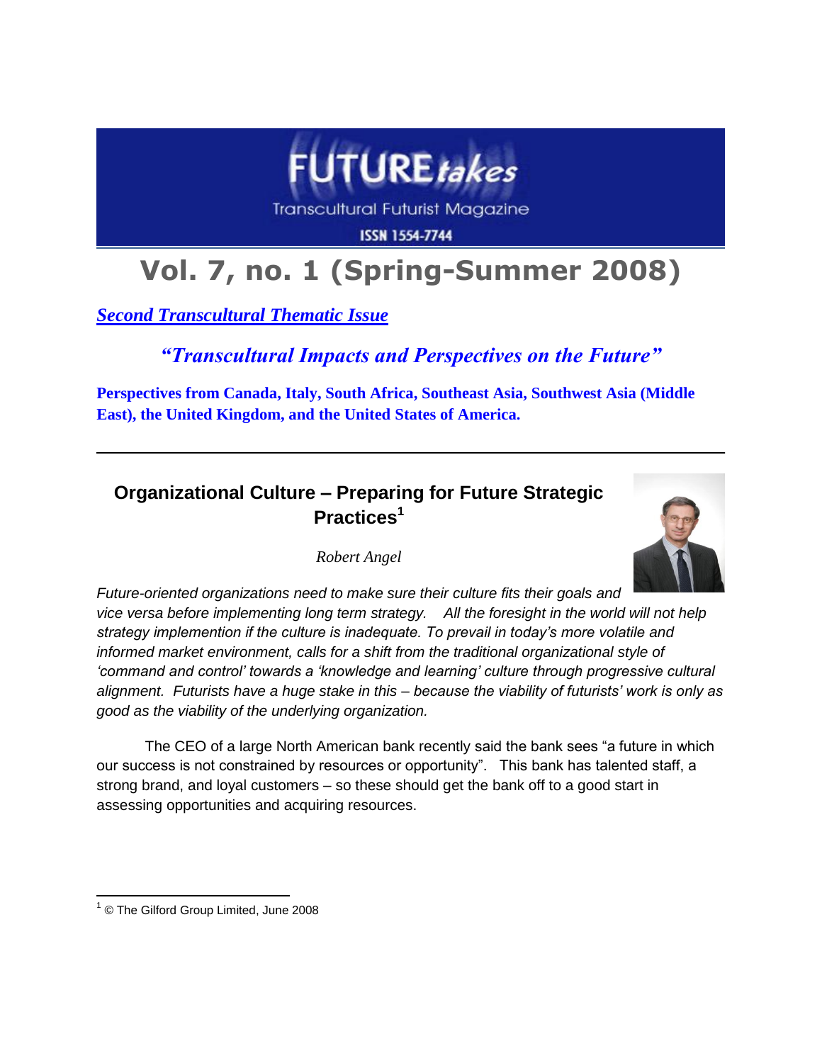# FUTURE*takes*

Transcultural Futurist Magazine

ISSN 1554-7744

# Vol. 7, no. 1 (Spring-Summer 2008)

***Second Transcultural Thematic Issue***

***"Transcultural Impacts and Perspectives on the Future"***

**Perspectives from Canada, Italy, South Africa, Southeast Asia, Southwest Asia (Middle East), the United Kingdom, and the United States of America.**

---

## Organizational Culture – Preparing for Future Strategic Practices[1]

*Robert Angel*

*Future-oriented organizations need to make sure their culture fits their goals and vice versa before implementing long term strategy. All the foresight in the world will not help strategy implemention if the culture is inadequate. To prevail in today's more volatile and informed market environment, calls for a shift from the traditional organizational style of 'command and control' towards a 'knowledge and learning' culture through progressive cultural alignment. Futurists have a huge stake in this – because the viability of futurists' work is only as good as the viability of the underlying organization.*

The CEO of a large North American bank recently said the bank sees "a future in which our success is not constrained by resources or opportunity". This bank has talented staff, a strong brand, and loyal customers – so these should get the bank off to a good start in assessing opportunities and acquiring resources.

---

[1] © The Gilford Group Limited, June 2008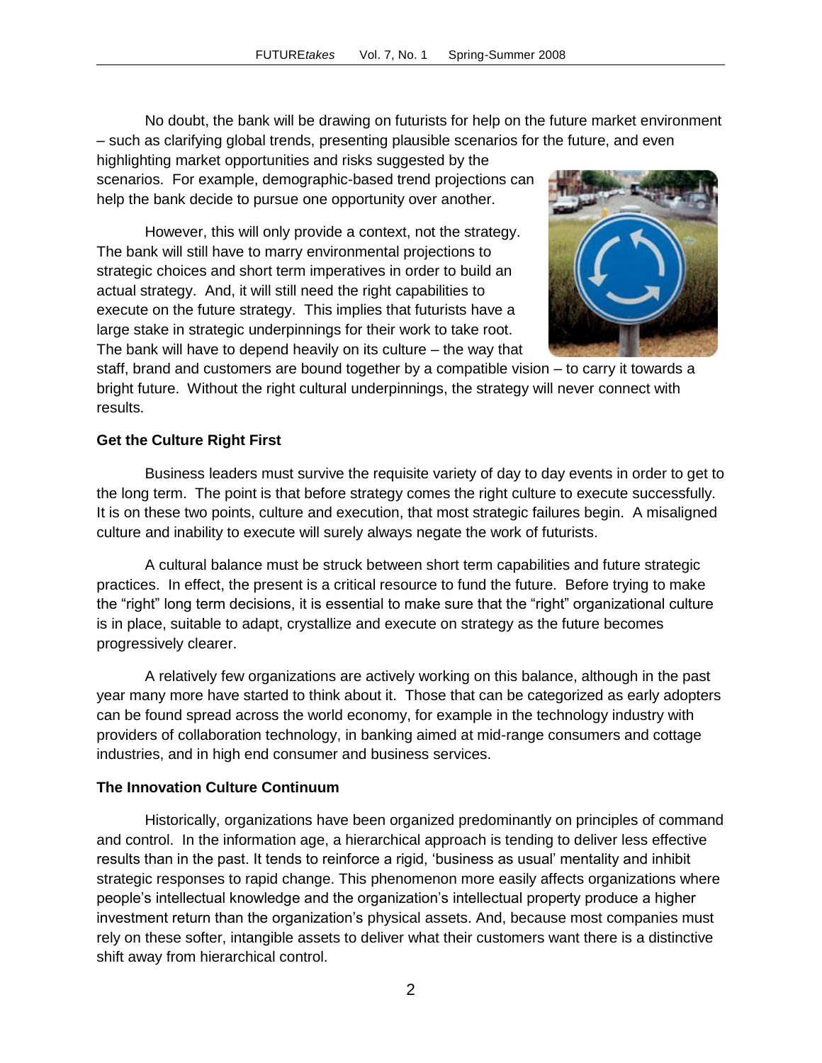No doubt, the bank will be drawing on futurists for help on the future market environment – such as clarifying global trends, presenting plausible scenarios for the future, and even highlighting market opportunities and risks suggested by the scenarios. For example, demographic-based trend projections can help the bank decide to pursue one opportunity over another.

However, this will only provide a context, not the strategy. The bank will still have to marry environmental projections to strategic choices and short term imperatives in order to build an actual strategy. And, it will still need the right capabilities to execute on the future strategy. This implies that futurists have a large stake in strategic underpinnings for their work to take root. The bank will have to depend heavily on its culture – the way that staff, brand and customers are bound together by a compatible vision – to carry it towards a bright future. Without the right cultural underpinnings, the strategy will never connect with results.

**Get the Culture Right First**

Business leaders must survive the requisite variety of day to day events in order to get to the long term. The point is that before strategy comes the right culture to execute successfully. It is on these two points, culture and execution, that most strategic failures begin. A misaligned culture and inability to execute will surely always negate the work of futurists.

A cultural balance must be struck between short term capabilities and future strategic practices. In effect, the present is a critical resource to fund the future. Before trying to make the "right" long term decisions, it is essential to make sure that the "right" organizational culture is in place, suitable to adapt, crystallize and execute on strategy as the future becomes progressively clearer.

A relatively few organizations are actively working on this balance, although in the past year many more have started to think about it. Those that can be categorized as early adopters can be found spread across the world economy, for example in the technology industry with providers of collaboration technology, in banking aimed at mid-range consumers and cottage industries, and in high end consumer and business services.

**The Innovation Culture Continuum**

Historically, organizations have been organized predominantly on principles of command and control. In the information age, a hierarchical approach is tending to deliver less effective results than in the past. It tends to reinforce a rigid, 'business as usual' mentality and inhibit strategic responses to rapid change. This phenomenon more easily affects organizations where people's intellectual knowledge and the organization's intellectual property produce a higher investment return than the organization's physical assets. And, because most companies must rely on these softer, intangible assets to deliver what their customers want there is a distinctive shift away from hierarchical control.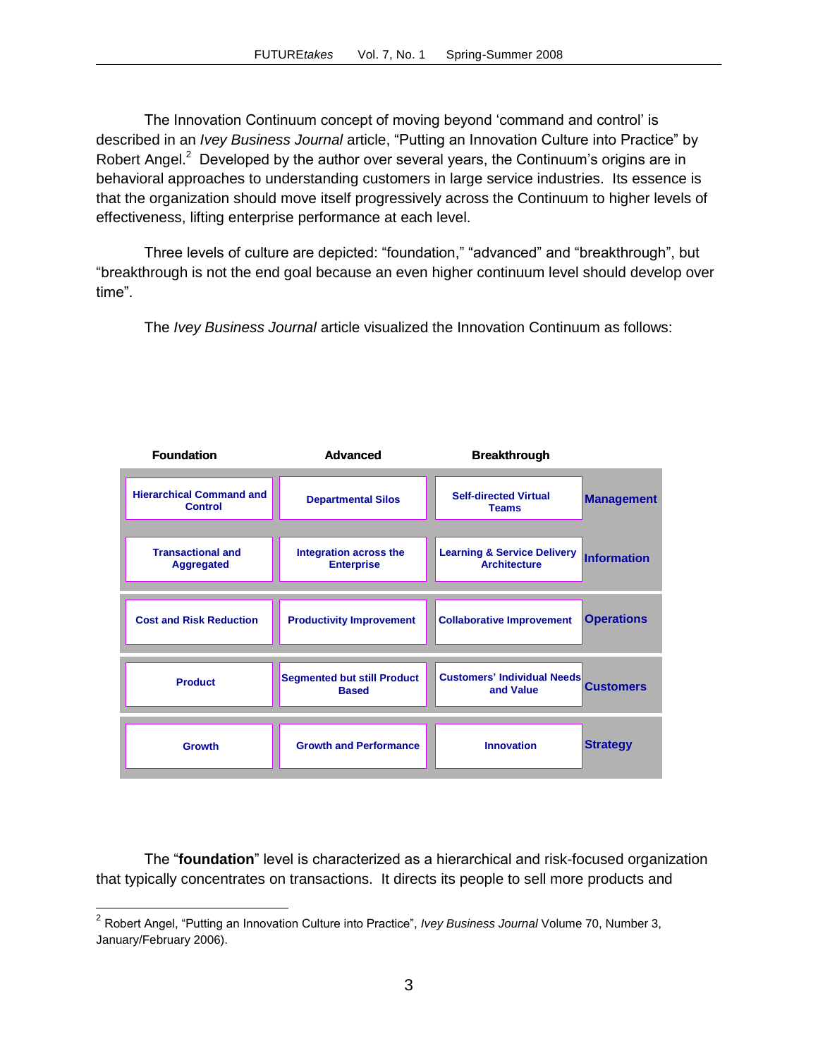The Innovation Continuum concept of moving beyond 'command and control' is described in an *Ivey Business Journal* article, "Putting an Innovation Culture into Practice" by Robert Angel.[2] Developed by the author over several years, the Continuum's origins are in behavioral approaches to understanding customers in large service industries. Its essence is that the organization should move itself progressively across the Continuum to higher levels of effectiveness, lifting enterprise performance at each level.

Three levels of culture are depicted: "foundation," "advanced" and "breakthrough", but "breakthrough is not the end goal because an even higher continuum level should develop over time".

The *Ivey Business Journal* article visualized the Innovation Continuum as follows:

| Foundation | Advanced | Breakthrough | |
|---|---|---|---|
| Hierarchical Command and Control | Departmental Silos | Self-directed Virtual Teams | **Management** |
| Transactional and Aggregated | Integration across the Enterprise | Learning & Service Delivery Architecture | **Information** |
| Cost and Risk Reduction | Productivity Improvement | Collaborative Improvement | **Operations** |
| Product | Segmented but still Product Based | Customers' Individual Needs and Value | **Customers** |
| Growth | Growth and Performance | Innovation | **Strategy** |

The "**foundation**" level is characterized as a hierarchical and risk-focused organization that typically concentrates on transactions. It directs its people to sell more products and

[2] Robert Angel, "Putting an Innovation Culture into Practice", *Ivey Business Journal* Volume 70, Number 3, January/February 2006).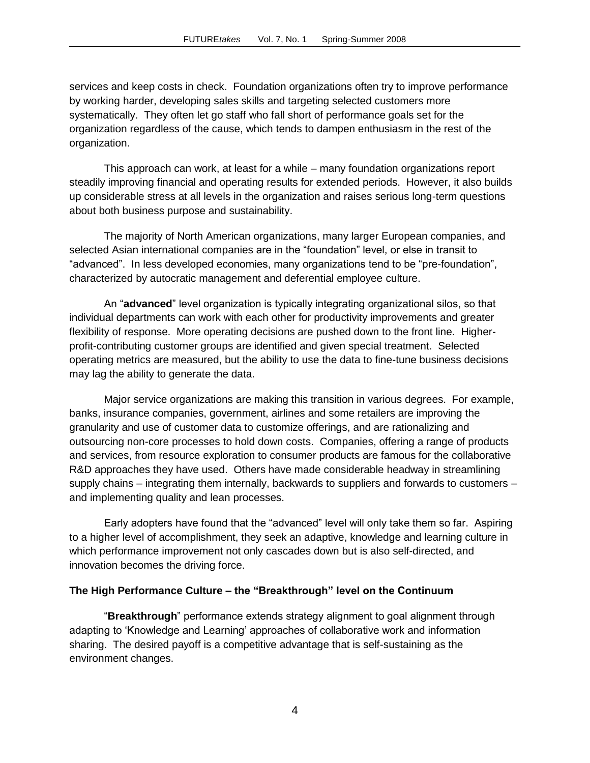services and keep costs in check. Foundation organizations often try to improve performance by working harder, developing sales skills and targeting selected customers more systematically. They often let go staff who fall short of performance goals set for the organization regardless of the cause, which tends to dampen enthusiasm in the rest of the organization.

This approach can work, at least for a while – many foundation organizations report steadily improving financial and operating results for extended periods. However, it also builds up considerable stress at all levels in the organization and raises serious long-term questions about both business purpose and sustainability.

The majority of North American organizations, many larger European companies, and selected Asian international companies are in the "foundation" level, or else in transit to "advanced". In less developed economies, many organizations tend to be "pre-foundation", characterized by autocratic management and deferential employee culture.

An "**advanced**" level organization is typically integrating organizational silos, so that individual departments can work with each other for productivity improvements and greater flexibility of response. More operating decisions are pushed down to the front line. Higher-profit-contributing customer groups are identified and given special treatment. Selected operating metrics are measured, but the ability to use the data to fine-tune business decisions may lag the ability to generate the data.

Major service organizations are making this transition in various degrees. For example, banks, insurance companies, government, airlines and some retailers are improving the granularity and use of customer data to customize offerings, and are rationalizing and outsourcing non-core processes to hold down costs. Companies, offering a range of products and services, from resource exploration to consumer products are famous for the collaborative R&D approaches they have used. Others have made considerable headway in streamlining supply chains – integrating them internally, backwards to suppliers and forwards to customers – and implementing quality and lean processes.

Early adopters have found that the "advanced" level will only take them so far. Aspiring to a higher level of accomplishment, they seek an adaptive, knowledge and learning culture in which performance improvement not only cascades down but is also self-directed, and innovation becomes the driving force.

**The High Performance Culture – the "Breakthrough" level on the Continuum**

"**Breakthrough**" performance extends strategy alignment to goal alignment through adapting to 'Knowledge and Learning' approaches of collaborative work and information sharing. The desired payoff is a competitive advantage that is self-sustaining as the environment changes.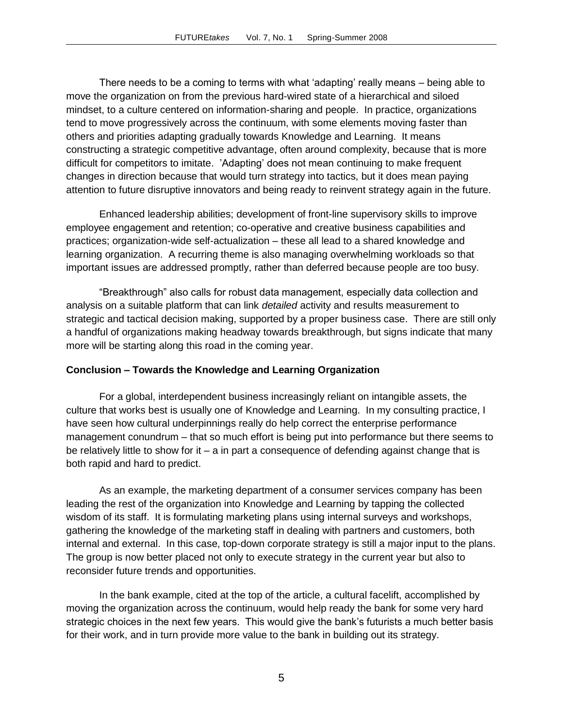There needs to be a coming to terms with what 'adapting' really means – being able to move the organization on from the previous hard-wired state of a hierarchical and siloed mindset, to a culture centered on information-sharing and people. In practice, organizations tend to move progressively across the continuum, with some elements moving faster than others and priorities adapting gradually towards Knowledge and Learning. It means constructing a strategic competitive advantage, often around complexity, because that is more difficult for competitors to imitate. 'Adapting' does not mean continuing to make frequent changes in direction because that would turn strategy into tactics, but it does mean paying attention to future disruptive innovators and being ready to reinvent strategy again in the future.

Enhanced leadership abilities; development of front-line supervisory skills to improve employee engagement and retention; co-operative and creative business capabilities and practices; organization-wide self-actualization – these all lead to a shared knowledge and learning organization. A recurring theme is also managing overwhelming workloads so that important issues are addressed promptly, rather than deferred because people are too busy.

"Breakthrough" also calls for robust data management, especially data collection and analysis on a suitable platform that can link *detailed* activity and results measurement to strategic and tactical decision making, supported by a proper business case. There are still only a handful of organizations making headway towards breakthrough, but signs indicate that many more will be starting along this road in the coming year.

**Conclusion – Towards the Knowledge and Learning Organization**

For a global, interdependent business increasingly reliant on intangible assets, the culture that works best is usually one of Knowledge and Learning. In my consulting practice, I have seen how cultural underpinnings really do help correct the enterprise performance management conundrum – that so much effort is being put into performance but there seems to be relatively little to show for it – a in part a consequence of defending against change that is both rapid and hard to predict.

As an example, the marketing department of a consumer services company has been leading the rest of the organization into Knowledge and Learning by tapping the collected wisdom of its staff. It is formulating marketing plans using internal surveys and workshops, gathering the knowledge of the marketing staff in dealing with partners and customers, both internal and external. In this case, top-down corporate strategy is still a major input to the plans. The group is now better placed not only to execute strategy in the current year but also to reconsider future trends and opportunities.

In the bank example, cited at the top of the article, a cultural facelift, accomplished by moving the organization across the continuum, would help ready the bank for some very hard strategic choices in the next few years. This would give the bank's futurists a much better basis for their work, and in turn provide more value to the bank in building out its strategy.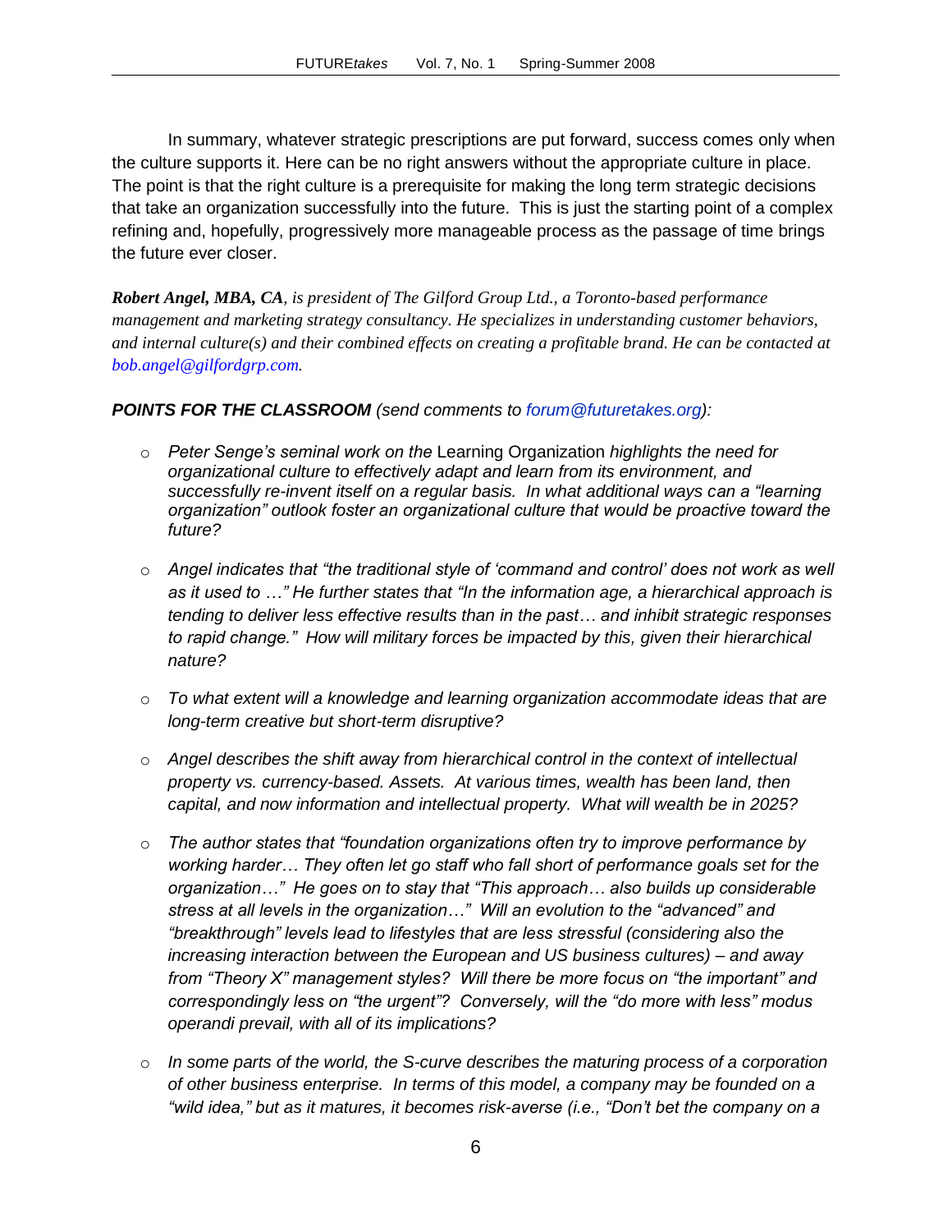In summary, whatever strategic prescriptions are put forward, success comes only when the culture supports it. Here can be no right answers without the appropriate culture in place. The point is that the right culture is a prerequisite for making the long term strategic decisions that take an organization successfully into the future. This is just the starting point of a complex refining and, hopefully, progressively more manageable process as the passage of time brings the future ever closer.

***Robert Angel, MBA, CA**, is president of The Gilford Group Ltd., a Toronto-based performance management and marketing strategy consultancy. He specializes in understanding customer behaviors, and internal culture(s) and their combined effects on creating a profitable brand. He can be contacted at bob.angel@gilfordgrp.com.*

***POINTS FOR THE CLASSROOM** (send comments to forum@futuretakes.org):*

- *Peter Senge's seminal work on the* Learning Organization *highlights the need for organizational culture to effectively adapt and learn from its environment, and successfully re-invent itself on a regular basis. In what additional ways can a "learning organization" outlook foster an organizational culture that would be proactive toward the future?*

- *Angel indicates that "the traditional style of 'command and control' does not work as well as it used to …" He further states that "In the information age, a hierarchical approach is tending to deliver less effective results than in the past… and inhibit strategic responses to rapid change." How will military forces be impacted by this, given their hierarchical nature?*

- *To what extent will a knowledge and learning organization accommodate ideas that are long-term creative but short-term disruptive?*

- *Angel describes the shift away from hierarchical control in the context of intellectual property vs. currency-based. Assets. At various times, wealth has been land, then capital, and now information and intellectual property. What will wealth be in 2025?*

- *The author states that "foundation organizations often try to improve performance by working harder… They often let go staff who fall short of performance goals set for the organization…" He goes on to stay that "This approach… also builds up considerable stress at all levels in the organization…" Will an evolution to the "advanced" and "breakthrough" levels lead to lifestyles that are less stressful (considering also the increasing interaction between the European and US business cultures) – and away from "Theory X" management styles? Will there be more focus on "the important" and correspondingly less on "the urgent"? Conversely, will the "do more with less" modus operandi prevail, with all of its implications?*

- *In some parts of the world, the S-curve describes the maturing process of a corporation of other business enterprise. In terms of this model, a company may be founded on a "wild idea," but as it matures, it becomes risk-averse (i.e., "Don't bet the company on a*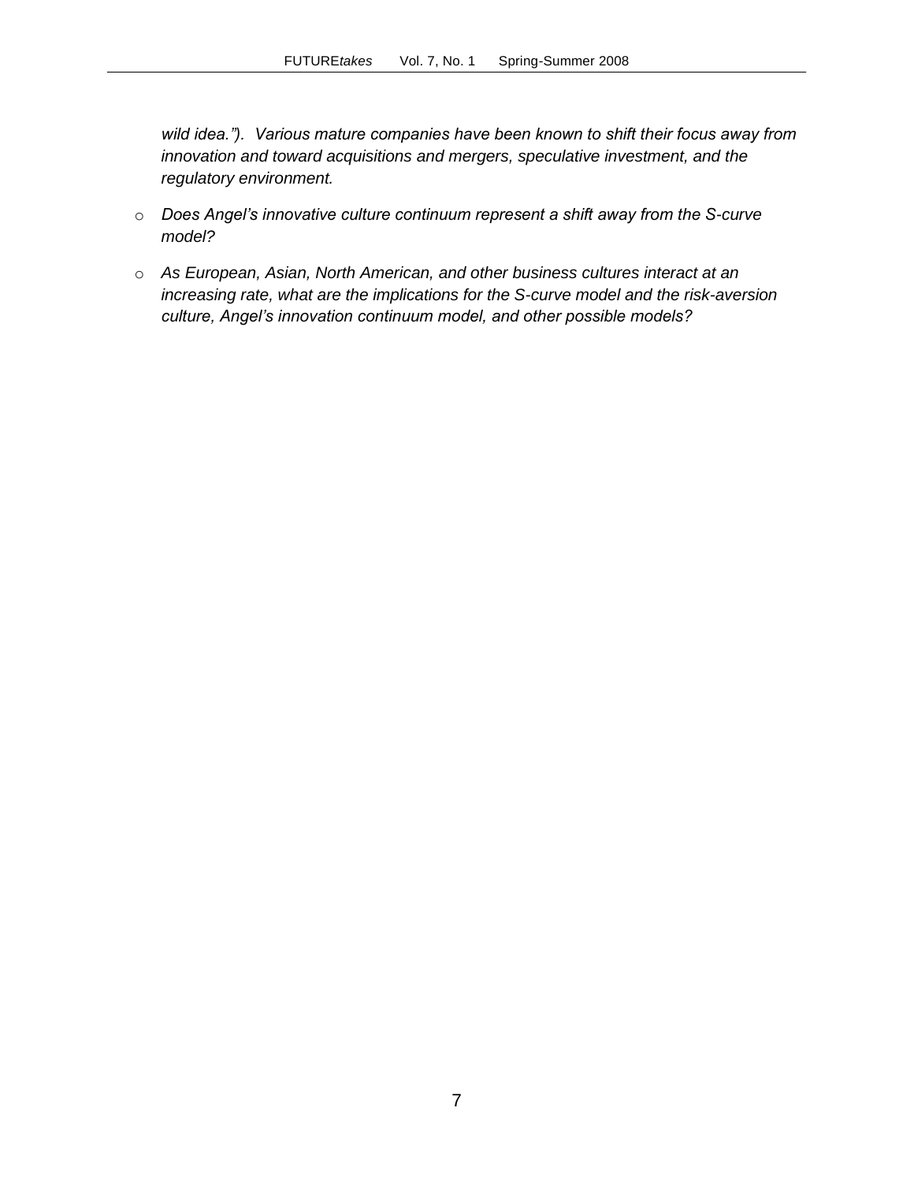*wild idea.”). Various mature companies have been known to shift their focus away from innovation and toward acquisitions and mergers, speculative investment, and the regulatory environment.*

- *Does Angel’s innovative culture continuum represent a shift away from the S-curve model?*
- *As European, Asian, North American, and other business cultures interact at an increasing rate, what are the implications for the S-curve model and the risk-aversion culture, Angel’s innovation continuum model, and other possible models?*